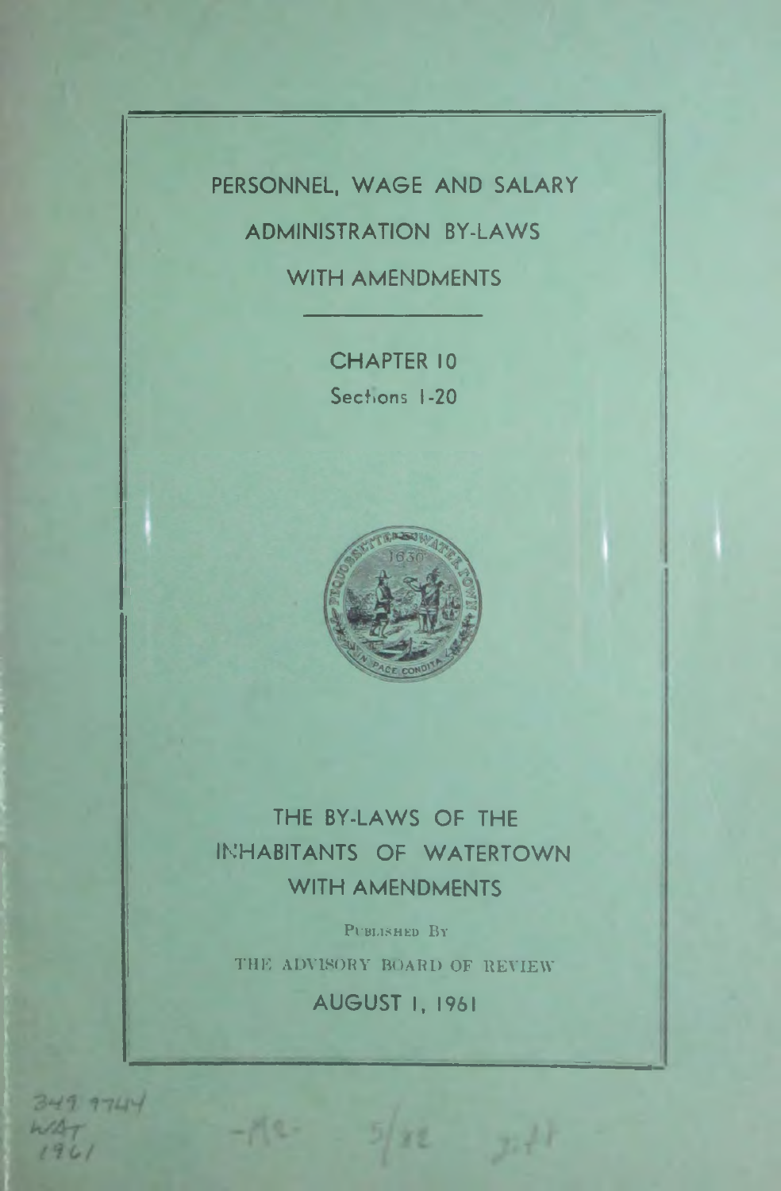# PERSONNEL, WAGE AND SALARY ADMINISTRATION BY-LAWS WITH AMENDMENTS

## CHAPTER 10

Sections 1-20

## THE BY-LAWS OF THE INHABITANTS OF WATERTOWN WITH AMENDMENTS

PUBLISHED BY

THE ADVISORY BOARD OF REVIEW

**AUGUST 1, 1961**

349.9744
WAT
1961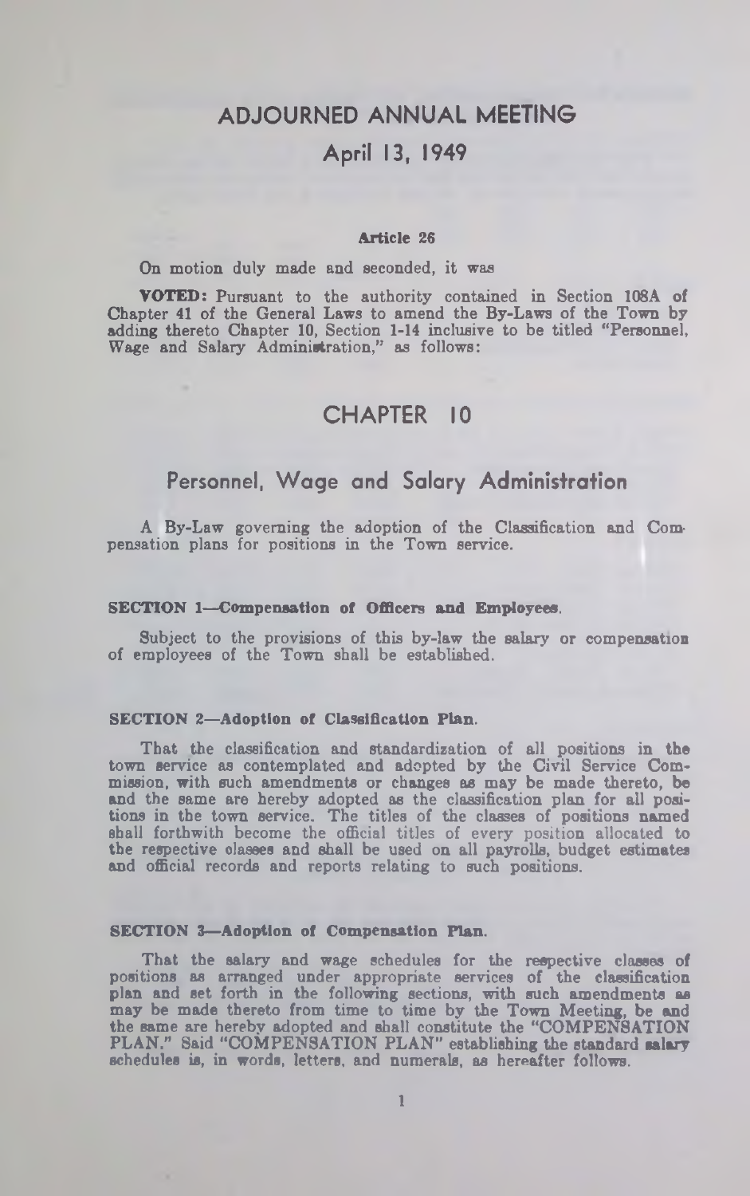# ADJOURNED ANNUAL MEETING

## April 13, 1949

**Article 26**

On motion duly made and seconded, it was

**VOTED:** Pursuant to the authority contained in Section 108A of Chapter 41 of the General Laws to amend the By-Laws of the Town by adding thereto Chapter 10, Section 1-14 inclusive to be titled "Personnel, Wage and Salary Administration," as follows:

# CHAPTER 10

## Personnel, Wage and Salary Administration

A By-Law governing the adoption of the Classification and Compensation plans for positions in the Town service.

**SECTION 1—Compensation of Officers and Employees.**

Subject to the provisions of this by-law the salary or compensation of employees of the Town shall be established.

**SECTION 2—Adoption of Classification Plan.**

That the classification and standardization of all positions in the town service as contemplated and adopted by the Civil Service Commission, with such amendments or changes as may be made thereto, be and the same are hereby adopted as the classification plan for all positions in the town service. The titles of the classes of positions named shall forthwith become the official titles of every position allocated to the respective classes and shall be used on all payrolls, budget estimates and official records and reports relating to such positions.

**SECTION 3—Adoption of Compensation Plan.**

That the salary and wage schedules for the respective classes of positions as arranged under appropriate services of the classification plan and set forth in the following sections, with such amendments as may be made thereto from time to time by the Town Meeting, be and the same are hereby adopted and shall constitute the "COMPENSATION PLAN." Said "COMPENSATION PLAN" establishing the standard salary schedules is, in words, letters, and numerals, as hereafter follows.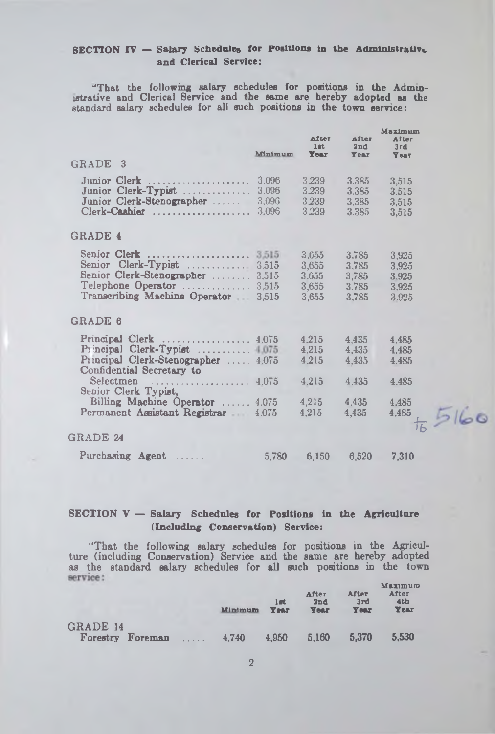## SECTION IV — Salary Schedules for Positions in the Administrative and Clerical Service:

"That the following salary schedules for positions in the Administrative and Clerical Service and the same are hereby adopted as the standard salary schedules for all such positions in the town service:

| | Minimum | After 1st Year | After 2nd Year | Maximum After 3rd Year |
|---|---|---|---|---|
| **GRADE 3** | | | | |
| Junior Clerk | 3,096 | 3,239 | 3,385 | 3,515 |
| Junior Clerk-Typist | 3,096 | 3,239 | 3,385 | 3,515 |
| Junior Clerk-Stenographer | 3,096 | 3,239 | 3,385 | 3,515 |
| Clerk-Cashier | 3,096 | 3,239 | 3,385 | 3,515 |
| **GRADE 4** | | | | |
| Senior Clerk | 3,515 | 3,655 | 3,785 | 3,925 |
| Senior Clerk-Typist | 3,515 | 3,655 | 3,785 | 3,925 |
| Senior Clerk-Stenographer | 3,515 | 3,655 | 3,785 | 3,925 |
| Telephone Operator | 3,515 | 3,655 | 3,785 | 3,925 |
| Transcribing Machine Operator | 3,515 | 3,655 | 3,785 | 3,925 |
| **GRADE 6** | | | | |
| Principal Clerk | 4,075 | 4,215 | 4,435 | 4,485 |
| Principal Clerk-Typist | 4,075 | 4,215 | 4,435 | 4,485 |
| Principal Clerk-Stenographer | 4,075 | 4,215 | 4,435 | 4,485 |
| Confidential Secretary to Selectmen | 4,075 | 4,215 | 4,435 | 4,485 |
| Senior Clerk Typist, Billing Machine Operator | 4,075 | 4,215 | 4,435 | 4,485 |
| Permanent Assistant Registrar | 4,075 | 4,215 | 4,435 | 4,485 to 5160 |
| **GRADE 24** | | | | |
| Purchasing Agent | 5,780 | 6,150 | 6,520 | 7,310 |

## SECTION V — Salary Schedules for Positions in the Agriculture (Including Conservation) Service:

"That the following salary schedules for positions in the Agriculture (including Conservation) Service and the same are hereby adopted as the standard salary schedules for all such positions in the town service:

| | Minimum | 1st Year | After 2nd Year | After 3rd Year | Maximum After 4th Year |
|---|---|---|---|---|---|
| **GRADE 14** | | | | | |
| Forestry Foreman | 4,740 | 4,950 | 5,160 | 5,370 | 5,530 |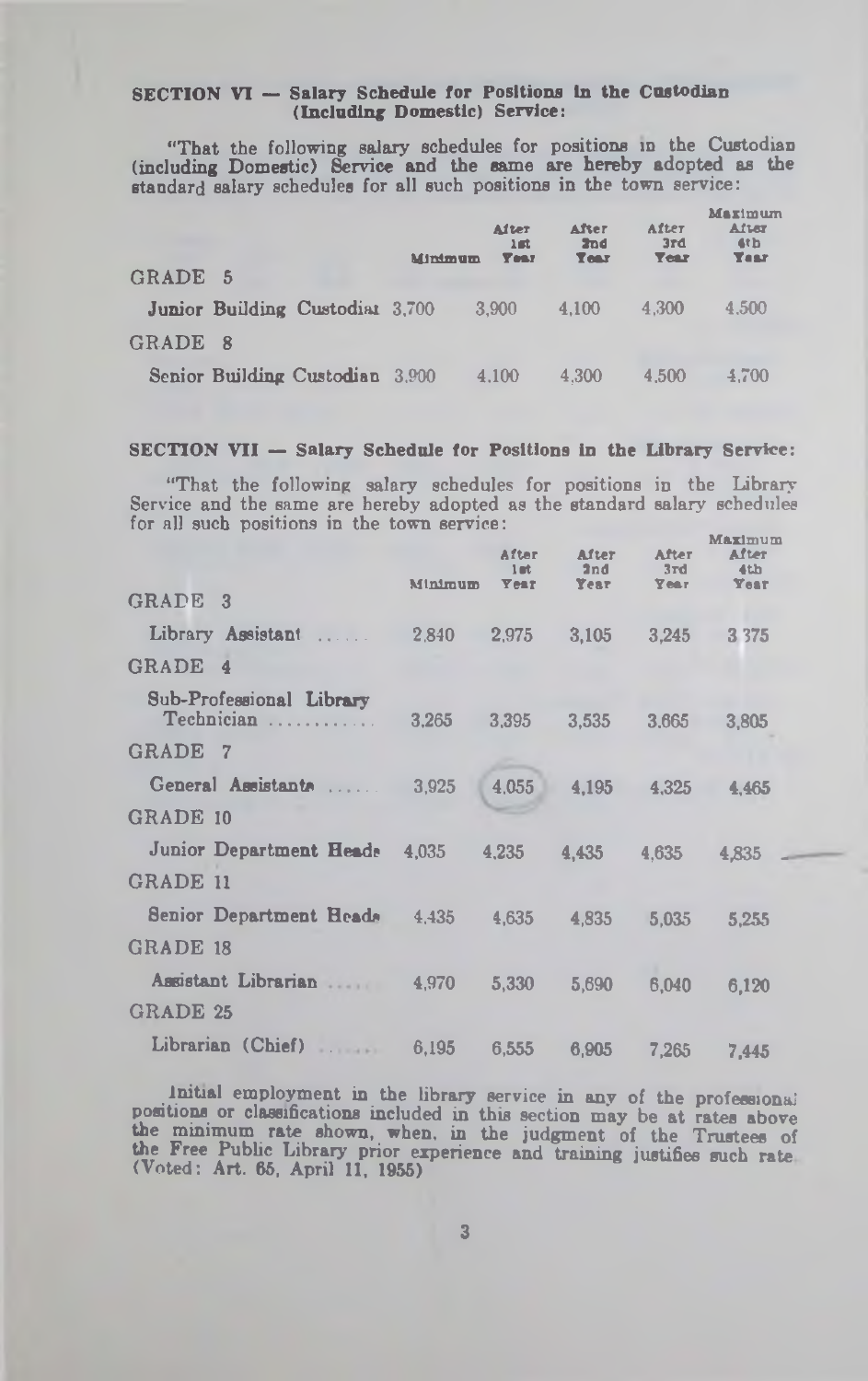### SECTION VI — Salary Schedule for Positions in the Custodian (Including Domestic) Service:

"That the following salary schedules for positions in the Custodian (including Domestic) Service and the same are hereby adopted as the standard salary schedules for all such positions in the town service:

| | Minimum | After 1st Year | After 2nd Year | After 3rd Year | Maximum After 4th Year |
|---|---|---|---|---|---|
| GRADE 5 | | | | | |
| Junior Building Custodian | 3,700 | 3,900 | 4,100 | 4,300 | 4,500 |
| GRADE 8 | | | | | |
| Senior Building Custodian | 3,900 | 4,100 | 4,300 | 4,500 | 4,700 |

### SECTION VII — Salary Schedule for Positions in the Library Service:

"That the following salary schedules for positions in the Library Service and the same are hereby adopted as the standard salary schedules for all such positions in the town service:

| | Minimum | After 1st Year | After 2nd Year | After 3rd Year | Maximum After 4th Year |
|---|---|---|---|---|---|
| GRADE 3 | | | | | |
| Library Assistant | 2,840 | 2,975 | 3,105 | 3,245 | 3,375 |
| GRADE 4 | | | | | |
| Sub-Professional Library Technician | 3,265 | 3,395 | 3,535 | 3,665 | 3,805 |
| GRADE 7 | | | | | |
| General Assistants | 3,925 | 4,055 | 4,195 | 4,325 | 4,465 |
| GRADE 10 | | | | | |
| Junior Department Heads | 4,035 | 4,235 | 4,435 | 4,635 | 4,835 |
| GRADE 11 | | | | | |
| Senior Department Heads | 4,435 | 4,635 | 4,835 | 5,035 | 5,255 |
| GRADE 18 | | | | | |
| Assistant Librarian | 4,970 | 5,330 | 5,690 | 6,040 | 6,120 |
| GRADE 25 | | | | | |
| Librarian (Chief) | 6,195 | 6,555 | 6,905 | 7,265 | 7,445 |

Initial employment in the library service in any of the professional positions or classifications included in this section may be at rates above the minimum rate shown, when, in the judgment of the Trustees of the Free Public Library prior experience and training justifies such rate. (Voted: Art. 65, April 11, 1955)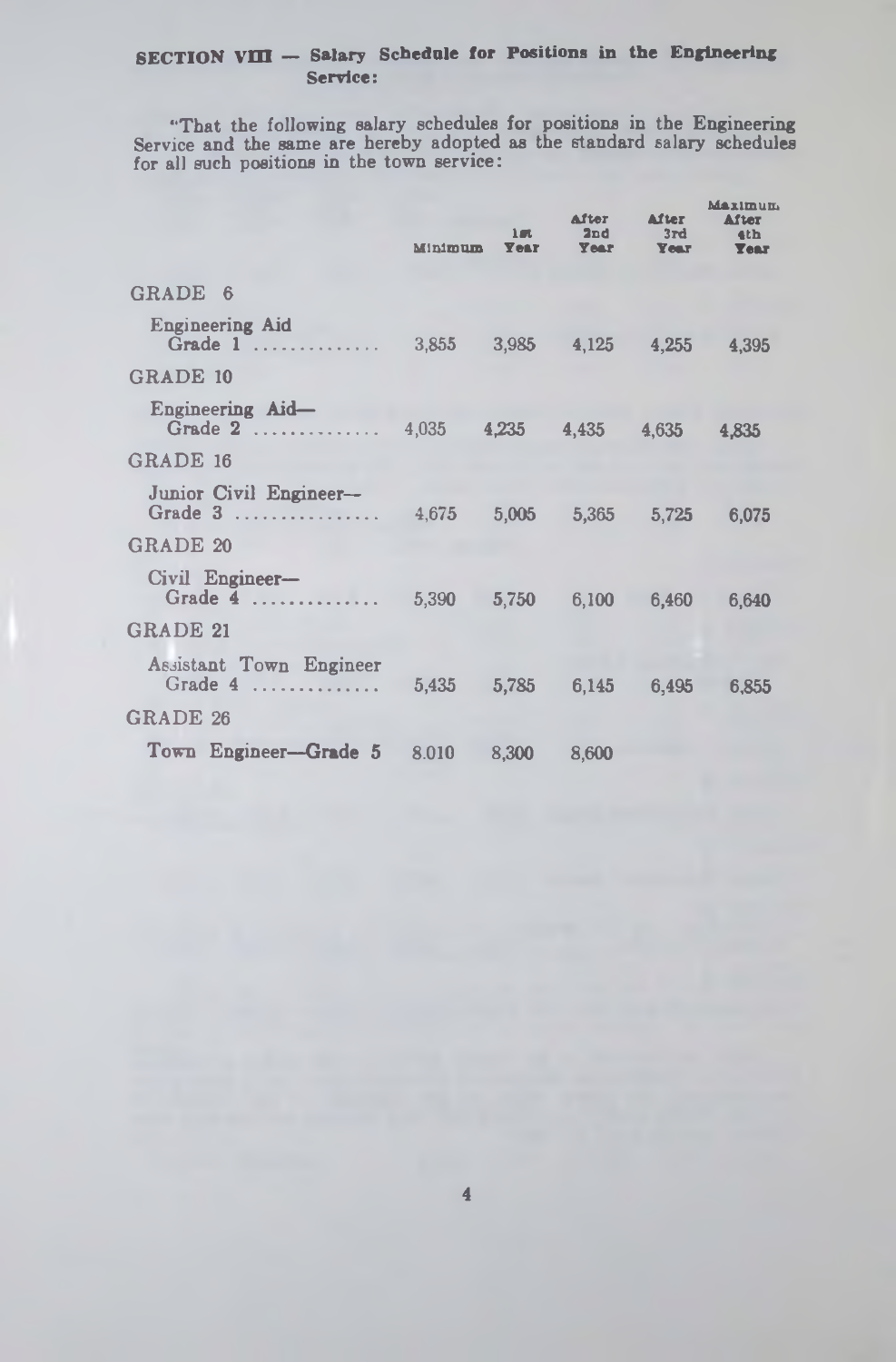**SECTION VIII — Salary Schedule for Positions in the Engineering Service:**

"That the following salary schedules for positions in the Engineering Service and the same are hereby adopted as the standard salary schedules for all such positions in the town service:

| | Minimum | 1st Year | After 2nd Year | After 3rd Year | Maximum After 4th Year |
|---|---|---|---|---|---|
| GRADE 6 | | | | | |
| Engineering Aid Grade 1 .............. | 3,855 | 3,985 | 4,125 | 4,255 | 4,395 |
| GRADE 10 | | | | | |
| Engineering Aid—Grade 2 .............. | 4,035 | 4,235 | 4,435 | 4,635 | 4,835 |
| GRADE 16 | | | | | |
| Junior Civil Engineer—Grade 3 ................ | 4,675 | 5,005 | 5,365 | 5,725 | 6,075 |
| GRADE 20 | | | | | |
| Civil Engineer—Grade 4 .............. | 5,390 | 5,750 | 6,100 | 6,460 | 6,640 |
| GRADE 21 | | | | | |
| Assistant Town Engineer Grade 4 .............. | 5,435 | 5,785 | 6,145 | 6,495 | 6,855 |
| GRADE 26 | | | | | |
| Town Engineer—Grade 5 | 8.010 | 8,300 | 8,600 | | |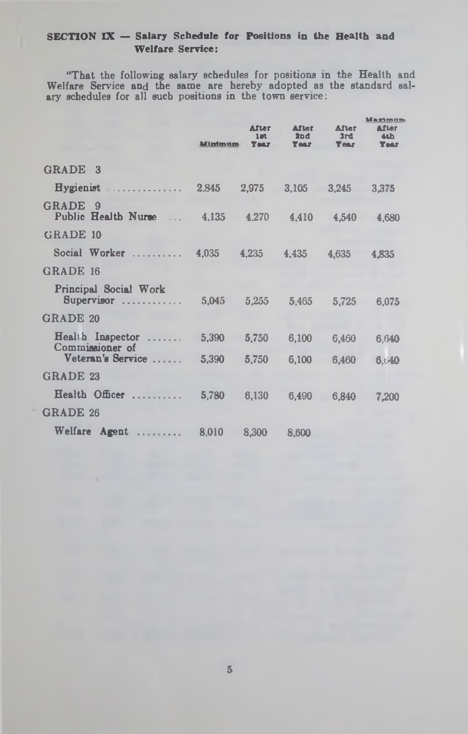**SECTION IX — Salary Schedule for Positions in the Health and Welfare Service:**

"That the following salary schedules for positions in the Health and Welfare Service and the same are hereby adopted as the standard salary schedules for all such positions in the town service:

| | Minimum | After 1st Year | After 2nd Year | After 3rd Year | Maximum After 4th Year |
|---|---|---|---|---|---|
| GRADE 3 | | | | | |
| Hygienist | 2,845 | 2,975 | 3,105 | 3,245 | 3,375 |
| GRADE 9 | | | | | |
| Public Health Nurse | 4,135 | 4,270 | 4,410 | 4,540 | 4,680 |
| GRADE 10 | | | | | |
| Social Worker | 4,035 | 4,235 | 4,435 | 4,635 | 4,835 |
| GRADE 16 | | | | | |
| Principal Social Work Supervisor | 5,045 | 5,255 | 5,465 | 5,725 | 6,075 |
| GRADE 20 | | | | | |
| Health Inspector | 5,390 | 5,750 | 6,100 | 6,460 | 6,640 |
| Commissioner of Veteran's Service | 5,390 | 5,750 | 6,100 | 6,460 | 6,640 |
| GRADE 23 | | | | | |
| Health Officer | 5,780 | 6,130 | 6,490 | 6,840 | 7,200 |
| GRADE 26 | | | | | |
| Welfare Agent | 8,010 | 8,300 | 8,600 | | |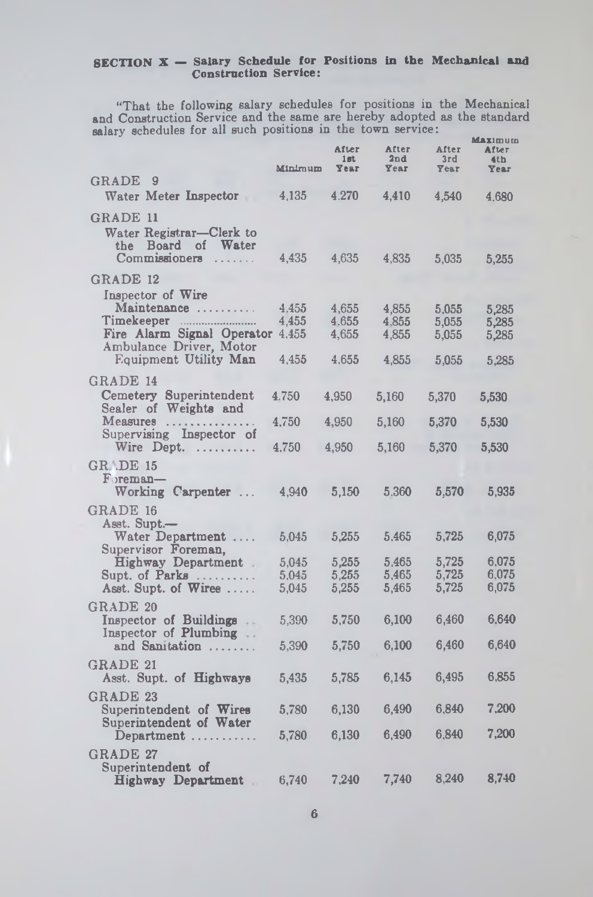**SECTION X — Salary Schedule for Positions in the Mechanical and Construction Service:**

"That the following salary schedules for positions in the Mechanical and Construction Service and the same are hereby adopted as the standard salary schedules for all such positions in the town service:

| | Minimum | After 1st Year | After 2nd Year | After 3rd Year | Maximum After 4th Year |
|---|---|---|---|---|---|
| **GRADE 9** | | | | | |
| Water Meter Inspector | 4,135 | 4,270 | 4,410 | 4,540 | 4,680 |
| **GRADE 11** | | | | | |
| Water Registrar—Clerk to the Board of Water Commissioners | 4,435 | 4,635 | 4,835 | 5,035 | 5,255 |
| **GRADE 12** | | | | | |
| Inspector of Wire Maintenance | 4,455 | 4,655 | 4,855 | 5,055 | 5,285 |
| Timekeeper | 4,455 | 4,655 | 4,855 | 5,055 | 5,285 |
| Fire Alarm Signal Operator | 4,455 | 4,655 | 4,855 | 5,055 | 5,285 |
| Ambulance Driver, Motor Equipment Utility Man | 4,455 | 4,655 | 4,855 | 5,055 | 5,285 |
| **GRADE 14** | | | | | |
| Cemetery Superintendent | 4,750 | 4,950 | 5,160 | 5,370 | 5,530 |
| Sealer of Weights and Measures | 4,750 | 4,950 | 5,160 | 5,370 | 5,530 |
| Supervising Inspector of Wire Dept. | 4,750 | 4,950 | 5,160 | 5,370 | 5,530 |
| **GRADE 15** | | | | | |
| Foreman—Working Carpenter | 4,940 | 5,150 | 5,360 | 5,570 | 5,935 |
| **GRADE 16** | | | | | |
| Asst. Supt.—Water Department | 5,045 | 5,255 | 5,465 | 5,725 | 6,075 |
| Supervisor Foreman, Highway Department | 5,045 | 5,255 | 5,465 | 5,725 | 6,075 |
| Supt. of Parks | 5,045 | 5,255 | 5,465 | 5,725 | 6,075 |
| Asst. Supt. of Wires | 5,045 | 5,255 | 5,465 | 5,725 | 6,075 |
| **GRADE 20** | | | | | |
| Inspector of Buildings | 5,390 | 5,750 | 6,100 | 6,460 | 6,640 |
| Inspector of Plumbing and Sanitation | 5,390 | 5,750 | 6,100 | 6,460 | 6,640 |
| **GRADE 21** | | | | | |
| Asst. Supt. of Highways | 5,435 | 5,785 | 6,145 | 6,495 | 6,855 |
| **GRADE 23** | | | | | |
| Superintendent of Wires | 5,780 | 6,130 | 6,490 | 6,840 | 7,200 |
| Superintendent of Water Department | 5,780 | 6,130 | 6,490 | 6,840 | 7,200 |
| **GRADE 27** | | | | | |
| Superintendent of Highway Department | 6,740 | 7,240 | 7,740 | 8,240 | 8,740 |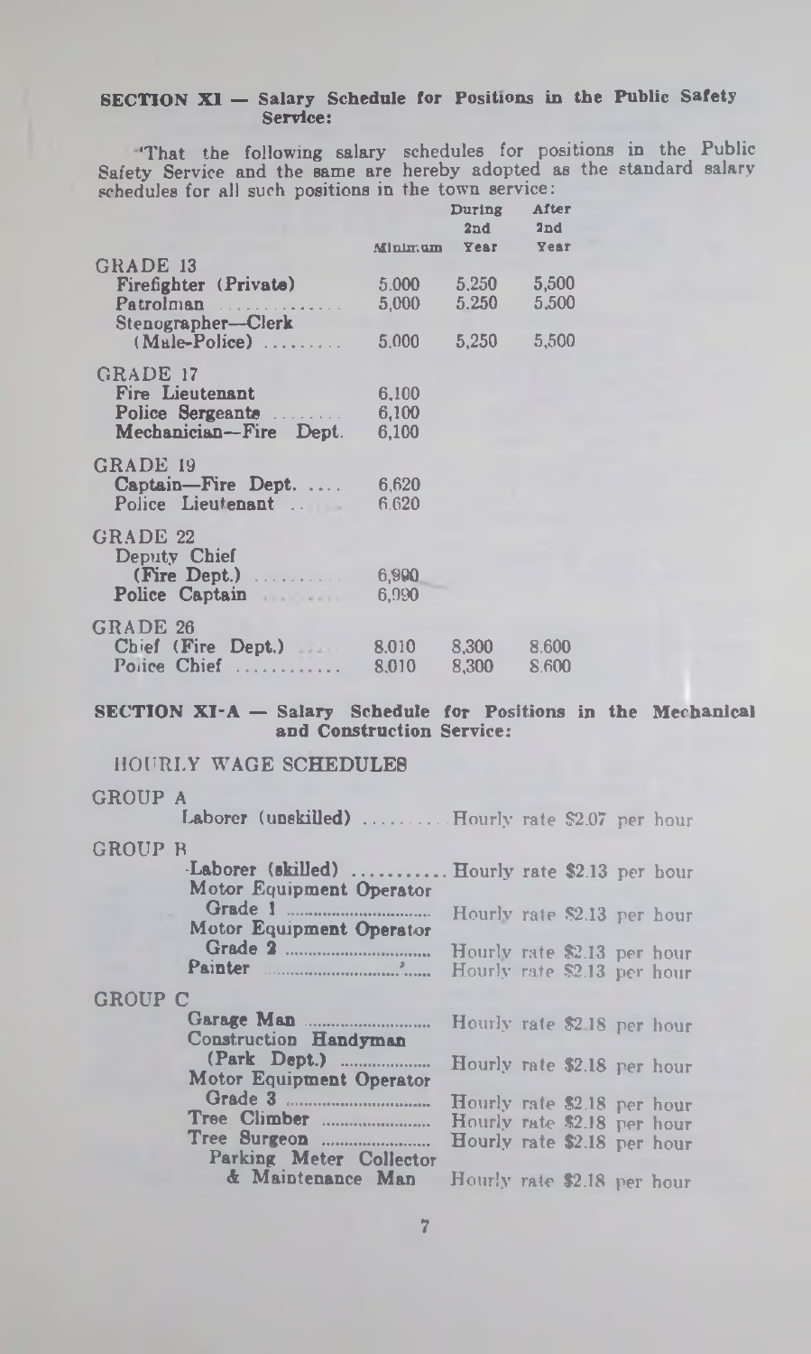**SECTION XI — Salary Schedule for Positions in the Public Safety Service:**

"That the following salary schedules for positions in the Public Safety Service and the same are hereby adopted as the standard salary schedules for all such positions in the town service:

| | Minimum | During 2nd Year | After 2nd Year |
|---|---|---|---|
| GRADE 13 | | | |
| Firefighter (Private) | 5,000 | 5,250 | 5,500 |
| Patrolman | 5,000 | 5,250 | 5,500 |
| Stenographer—Clerk (Male-Police) | 5,000 | 5,250 | 5,500 |
| GRADE 17 | | | |
| Fire Lieutenant | 6,100 | | |
| Police Sergeante | 6,100 | | |
| Mechanician—Fire Dept. | 6,100 | | |
| GRADE 19 | | | |
| Captain—Fire Dept. | 6,620 | | |
| Police Lieutenant | 6,620 | | |
| GRADE 22 | | | |
| Deputy Chief (Fire Dept.) | 6,990 | | |
| Police Captain | 6,990 | | |
| GRADE 26 | | | |
| Chief (Fire Dept.) | 8,010 | 8,300 | 8,600 |
| Police Chief | 8,010 | 8,300 | 8,600 |

**SECTION XI-A — Salary Schedule for Positions in the Mechanical and Construction Service:**

HOURLY WAGE SCHEDULES

| | |
|---|---|
| GROUP A | |
| Laborer (unskilled) | Hourly rate $2.07 per hour |
| GROUP B | |
| Laborer (skilled) | Hourly rate $2.13 per hour |
| Motor Equipment Operator Grade 1 | Hourly rate $2.13 per hour |
| Motor Equipment Operator Grade 2 | Hourly rate $2.13 per hour |
| Painter | Hourly rate $2.13 per hour |
| GROUP C | |
| Garage Man | Hourly rate $2.18 per hour |
| Construction Handyman (Park Dept.) | Hourly rate $2.18 per hour |
| Motor Equipment Operator Grade 3 | Hourly rate $2.18 per hour |
| Tree Climber | Hourly rate $2.18 per hour |
| Tree Surgeon | Hourly rate $2.18 per hour |
| Parking Meter Collector & Maintenance Man | Hourly rate $2.18 per hour |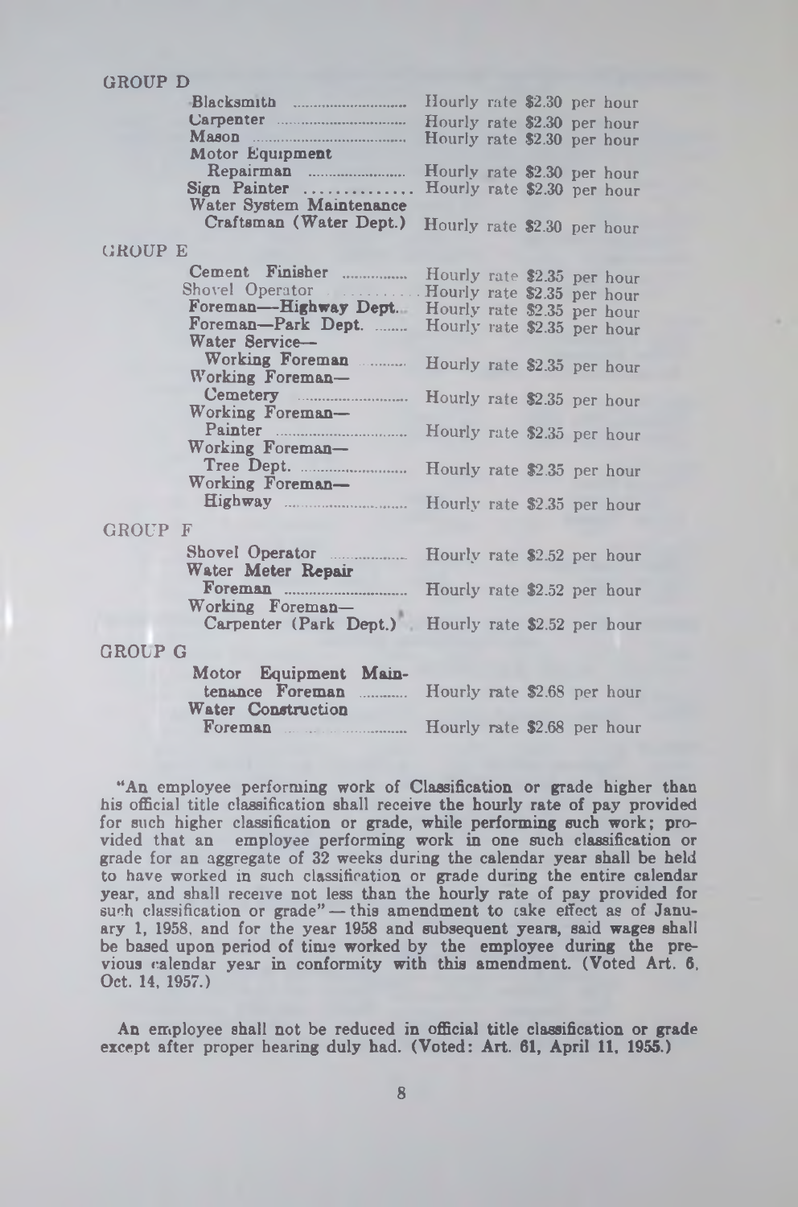GROUP D

| | |
|---|---|
| Blacksmith | Hourly rate $2.30 per hour |
| Carpenter | Hourly rate $2.30 per hour |
| Mason | Hourly rate $2.30 per hour |
| Motor Equipment Repairman | Hourly rate $2.30 per hour |
| Sign Painter | Hourly rate $2.30 per hour |
| Water System Maintenance Craftsman (Water Dept.) | Hourly rate $2.30 per hour |

GROUP E

| | |
|---|---|
| Cement Finisher | Hourly rate $2.35 per hour |
| Shovel Operator | Hourly rate $2.35 per hour |
| Foreman—Highway Dept. | Hourly rate $2.35 per hour |
| Foreman—Park Dept. | Hourly rate $2.35 per hour |
| Water Service—Working Foreman | Hourly rate $2.35 per hour |
| Working Foreman—Cemetery | Hourly rate $2.35 per hour |
| Working Foreman—Painter | Hourly rate $2.35 per hour |
| Working Foreman—Tree Dept. | Hourly rate $2.35 per hour |
| Working Foreman—Highway | Hourly rate $2.35 per hour |

GROUP F

| | |
|---|---|
| Shovel Operator | Hourly rate $2.52 per hour |
| Water Meter Repair Foreman | Hourly rate $2.52 per hour |
| Working Foreman—Carpenter (Park Dept.) | Hourly rate $2.52 per hour |

GROUP G

| | |
|---|---|
| Motor Equipment Maintenance Foreman | Hourly rate $2.68 per hour |
| Water Construction Foreman | Hourly rate $2.68 per hour |

"An employee performing work of Classification or grade higher than his official title classification shall receive the hourly rate of pay provided for such higher classification or grade, while performing such work; provided that an employee performing work in one such classification or grade for an aggregate of 32 weeks during the calendar year shall be held to have worked in such classification or grade during the entire calendar year, and shall receive not less than the hourly rate of pay provided for such classification or grade" — this amendment to take effect as of January 1, 1958, and for the year 1958 and subsequent years, said wages shall be based upon period of time worked by the employee during the previous calendar year in conformity with this amendment. (Voted Art. 6, Oct. 14, 1957.)

An employee shall not be reduced in official title classification or grade except after proper hearing duly had. (Voted: Art. 61, April 11, 1955.)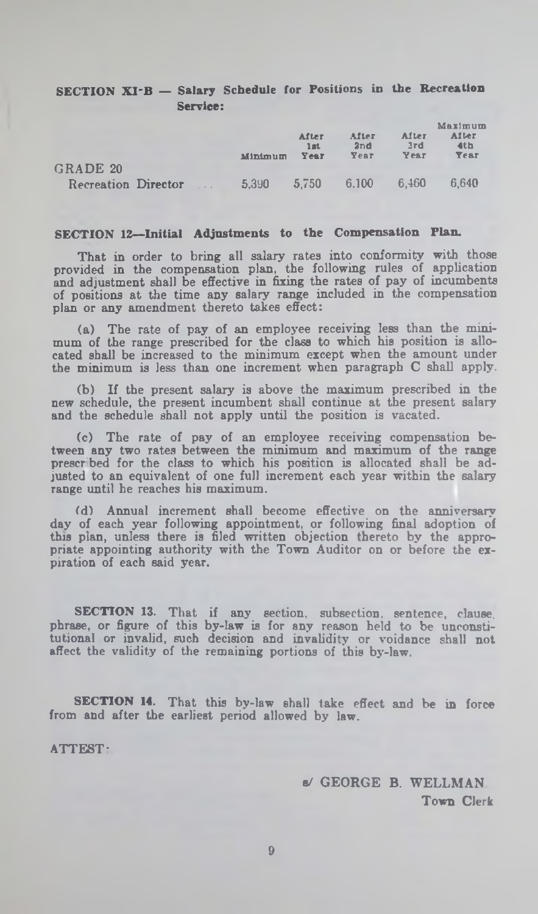**SECTION XI-B — Salary Schedule for Positions in the Recreation Service:**

| | Minimum | After 1st Year | After 2nd Year | After 3rd Year | Maximum After 4th Year |
|---|---|---|---|---|---|
| GRADE 20 | | | | | |
| Recreation Director ... | 5,390 | 5,750 | 6,100 | 6,460 | 6,640 |

**SECTION 12—Initial Adjustments to the Compensation Plan.**

That in order to bring all salary rates into conformity with those provided in the compensation plan, the following rules of application and adjustment shall be effective in fixing the rates of pay of incumbents of positions at the time any salary range included in the compensation plan or any amendment thereto takes effect:

(a) The rate of pay of an employee receiving less than the minimum of the range prescribed for the class to which his position is allocated shall be increased to the minimum except when the amount under the minimum is less than one increment when paragraph C shall apply.

(b) If the present salary is above the maximum prescribed in the new schedule, the present incumbent shall continue at the present salary and the schedule shall not apply until the position is vacated.

(c) The rate of pay of an employee receiving compensation between any two rates between the minimum and maximum of the range prescribed for the class to which his position is allocated shall be adjusted to an equivalent of one full increment each year within the salary range until he reaches his maximum.

(d) Annual increment shall become effective on the anniversary day of each year following appointment, or following final adoption of this plan, unless there is filed written objection thereto by the appropriate appointing authority with the Town Auditor on or before the expiration of each said year.

**SECTION 13.** That if any section, subsection, sentence, clause, phrase, or figure of this by-law is for any reason held to be unconstitutional or invalid, such decision and invalidity or voidance shall not affect the validity of the remaining portions of this by-law.

**SECTION 14.** That this by-law shall take effect and be in force from and after the earliest period allowed by law.

ATTEST:

s/ GEORGE B. WELLMAN
Town Clerk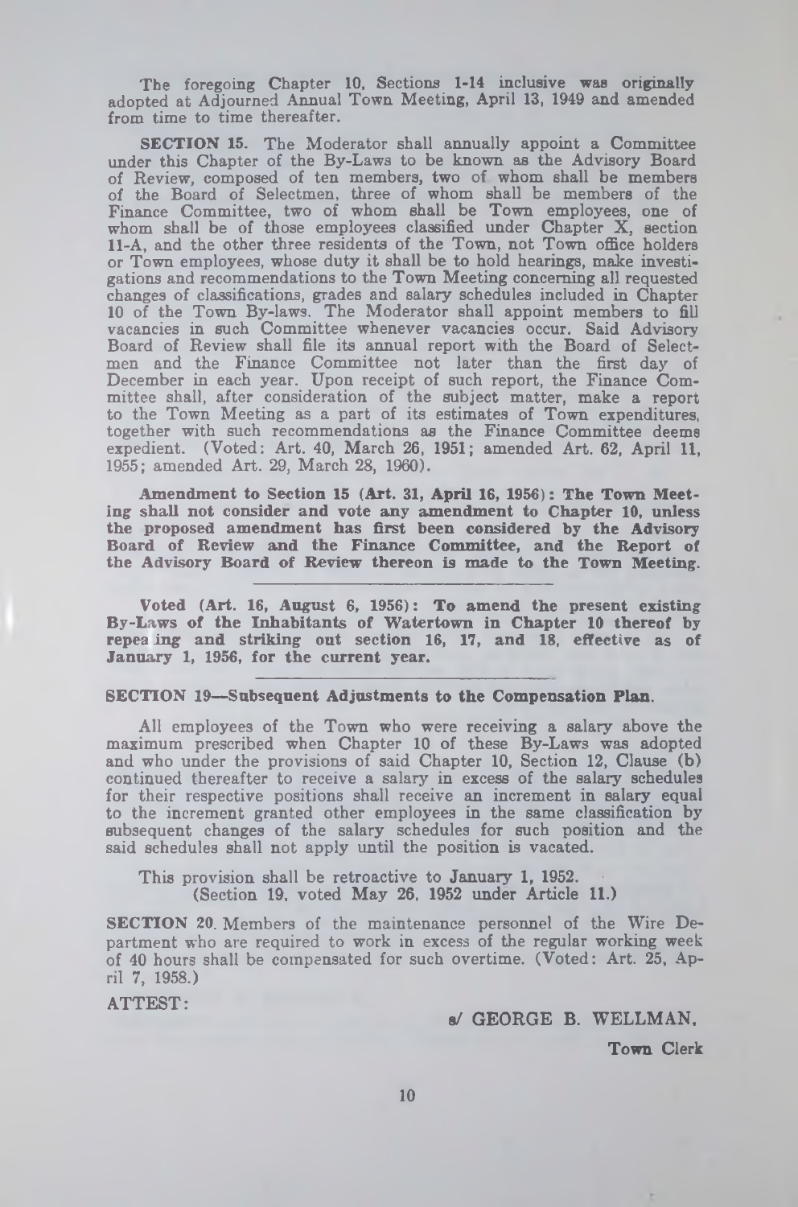The foregoing Chapter 10, Sections 1-14 inclusive was originally adopted at Adjourned Annual Town Meeting, April 13, 1949 and amended from time to time thereafter.

**SECTION 15.** The Moderator shall annually appoint a Committee under this Chapter of the By-Laws to be known as the Advisory Board of Review, composed of ten members, two of whom shall be members of the Board of Selectmen, three of whom shall be members of the Finance Committee, two of whom shall be Town employees, one of whom shall be of those employees classified under Chapter X, section 11-A, and the other three residents of the Town, not Town office holders or Town employees, whose duty it shall be to hold hearings, make investigations and recommendations to the Town Meeting concerning all requested changes of classifications, grades and salary schedules included in Chapter 10 of the Town By-laws. The Moderator shall appoint members to fill vacancies in such Committee whenever vacancies occur. Said Advisory Board of Review shall file its annual report with the Board of Selectmen and the Finance Committee not later than the first day of December in each year. Upon receipt of such report, the Finance Committee shall, after consideration of the subject matter, make a report to the Town Meeting as a part of its estimates of Town expenditures, together with such recommendations as the Finance Committee deems expedient. (Voted: Art. 40, March 26, 1951; amended Art. 62, April 11, 1955; amended Art. 29, March 28, 1960).

**Amendment to Section 15 (Art. 31, April 16, 1956): The Town Meeting shall not consider and vote any amendment to Chapter 10, unless the proposed amendment has first been considered by the Advisory Board of Review and the Finance Committee, and the Report of the Advisory Board of Review thereon is made to the Town Meeting.**

---

**Voted (Art. 16, August 6, 1956): To amend the present existing By-Laws of the Inhabitants of Watertown in Chapter 10 thereof by repealing and striking out section 16, 17, and 18, effective as of January 1, 1956, for the current year.**

---

**SECTION 19—Subsequent Adjustments to the Compensation Plan.**

All employees of the Town who were receiving a salary above the maximum prescribed when Chapter 10 of these By-Laws was adopted and who under the provisions of said Chapter 10, Section 12, Clause (b) continued thereafter to receive a salary in excess of the salary schedules for their respective positions shall receive an increment in salary equal to the increment granted other employees in the same classification by subsequent changes of the salary schedules for such position and the said schedules shall not apply until the position is vacated.

This provision shall be retroactive to January 1, 1952.
(Section 19, voted May 26, 1952 under Article 11.)

**SECTION 20.** Members of the maintenance personnel of the Wire Department who are required to work in excess of the regular working week of 40 hours shall be compensated for such overtime. (Voted: Art. 25, April 7, 1958.)

ATTEST:

s/ GEORGE B. WELLMAN,

**Town Clerk**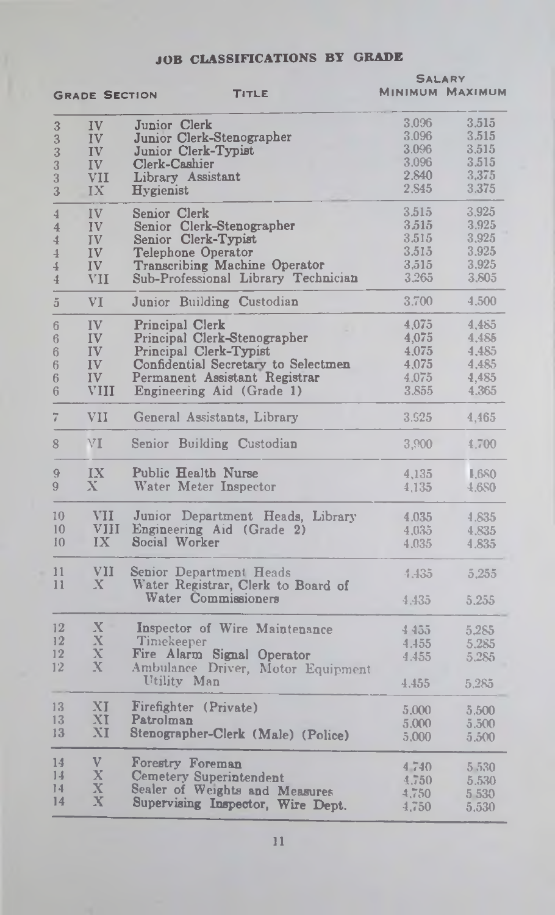# JOB CLASSIFICATIONS BY GRADE

| Grade | Section | Title | Salary Minimum | Salary Maximum |
|---|---|---|---|---|
| 3 | IV | Junior Clerk | 3,096 | 3,515 |
| 3 | IV | Junior Clerk-Stenographer | 3,096 | 3,515 |
| 3 | IV | Junior Clerk-Typist | 3,096 | 3,515 |
| 3 | IV | Clerk-Cashier | 3,096 | 3,515 |
| 3 | VII | Library Assistant | 2,840 | 3,375 |
| 3 | IX | Hygienist | 2,845 | 3,375 |
| 4 | IV | Senior Clerk | 3,515 | 3,925 |
| 4 | IV | Senior Clerk-Stenographer | 3,515 | 3,925 |
| 4 | IV | Senior Clerk-Typist | 3,515 | 3,925 |
| 4 | IV | Telephone Operator | 3,515 | 3,925 |
| 4 | IV | Transcribing Machine Operator | 3,515 | 3,925 |
| 4 | VII | Sub-Professional Library Technician | 3,265 | 3,805 |
| 5 | VI | Junior Building Custodian | 3,700 | 4,500 |
| 6 | IV | Principal Clerk | 4,075 | 4,485 |
| 6 | IV | Principal Clerk-Stenographer | 4,075 | 4,485 |
| 6 | IV | Principal Clerk-Typist | 4,075 | 4,485 |
| 6 | IV | Confidential Secretary to Selectmen | 4,075 | 4,485 |
| 6 | IV | Permanent Assistant Registrar | 4,075 | 4,485 |
| 6 | VIII | Engineering Aid (Grade 1) | 3,855 | 4,365 |
| 7 | VII | General Assistants, Library | 3,925 | 4,465 |
| 8 | VI | Senior Building Custodian | 3,900 | 4,700 |
| 9 | IX | Public Health Nurse | 4,135 | 4,680 |
| 9 | X | Water Meter Inspector | 4,135 | 4,680 |
| 10 | VII | Junior Department Heads, Library | 4,035 | 4,835 |
| 10 | VIII | Engineering Aid (Grade 2) | 4,035 | 4,835 |
| 10 | IX | Social Worker | 4,035 | 4,835 |
| 11 | VII | Senior Department Heads | 4,435 | 5,255 |
| 11 | X | Water Registrar, Clerk to Board of Water Commissioners | 4,435 | 5,255 |
| 12 | X | Inspector of Wire Maintenance | 4,455 | 5,285 |
| 12 | X | Timekeeper | 4,455 | 5,285 |
| 12 | X | Fire Alarm Signal Operator | 4,455 | 5,285 |
| 12 | X | Ambulance Driver, Motor Equipment Utility Man | 4,455 | 5,285 |
| 13 | XI | Firefighter (Private) | 5,000 | 5,500 |
| 13 | XI | Patrolman | 5,000 | 5,500 |
| 13 | XI | Stenographer-Clerk (Male) (Police) | 5,000 | 5,500 |
| 14 | V | Forestry Foreman | 4,740 | 5,530 |
| 14 | X | Cemetery Superintendent | 4,750 | 5,530 |
| 14 | X | Sealer of Weights and Measures | 4,750 | 5,530 |
| 14 | X | Supervising Inspector, Wire Dept. | 4,750 | 5,530 |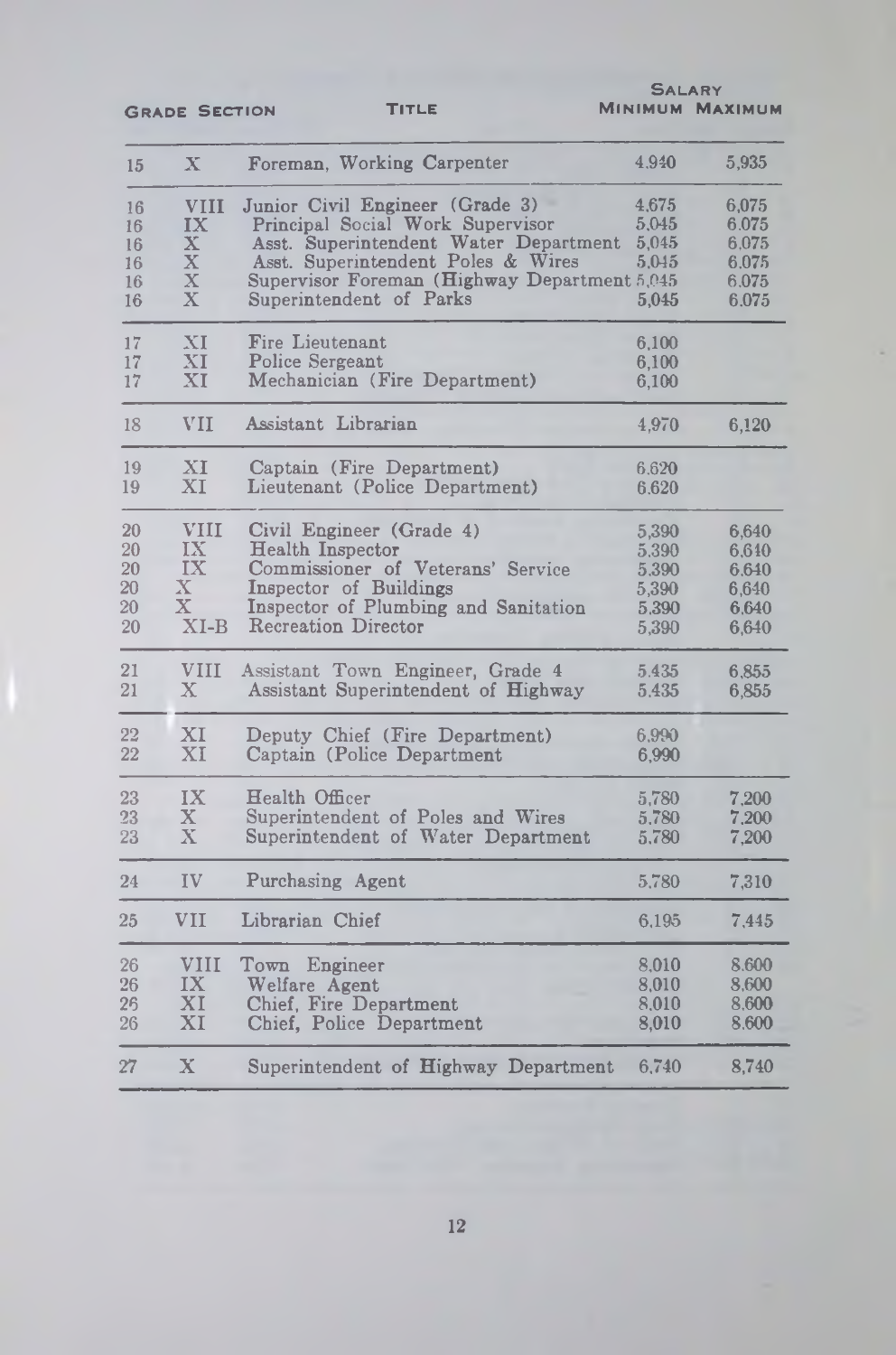| Grade | Section | Title | Salary Minimum | Salary Maximum |
|---|---|---|---|---|
| 15 | X | Foreman, Working Carpenter | 4,940 | 5,935 |
| 16 | VIII | Junior Civil Engineer (Grade 3) | 4,675 | 6,075 |
| 16 | IX | Principal Social Work Supervisor | 5,045 | 6,075 |
| 16 | X | Asst. Superintendent Water Department | 5,045 | 6,075 |
| 16 | X | Asst. Superintendent Poles & Wires | 5,045 | 6,075 |
| 16 | X | Supervisor Foreman (Highway Department | 5,045 | 6,075 |
| 16 | X | Superintendent of Parks | 5,045 | 6,075 |
| 17 | XI | Fire Lieutenant | 6,100 | |
| 17 | XI | Police Sergeant | 6,100 | |
| 17 | XI | Mechanician (Fire Department) | 6,100 | |
| 18 | VII | Assistant Librarian | 4,970 | 6,120 |
| 19 | XI | Captain (Fire Department) | 6,620 | |
| 19 | XI | Lieutenant (Police Department) | 6,620 | |
| 20 | VIII | Civil Engineer (Grade 4) | 5,390 | 6,640 |
| 20 | IX | Health Inspector | 5,390 | 6,640 |
| 20 | IX | Commissioner of Veterans' Service | 5,390 | 6,640 |
| 20 | X | Inspector of Buildings | 5,390 | 6,640 |
| 20 | X | Inspector of Plumbing and Sanitation | 5,390 | 6,640 |
| 20 | XI-B | Recreation Director | 5,390 | 6,640 |
| 21 | VIII | Assistant Town Engineer, Grade 4 | 5,435 | 6,855 |
| 21 | X | Assistant Superintendent of Highway | 5,435 | 6,855 |
| 22 | XI | Deputy Chief (Fire Department) | 6,990 | |
| 22 | XI | Captain (Police Department | 6,990 | |
| 23 | IX | Health Officer | 5,780 | 7,200 |
| 23 | X | Superintendent of Poles and Wires | 5,780 | 7,200 |
| 23 | X | Superintendent of Water Department | 5,780 | 7,200 |
| 24 | IV | Purchasing Agent | 5,780 | 7,310 |
| 25 | VII | Librarian Chief | 6,195 | 7,445 |
| 26 | VIII | Town Engineer | 8,010 | 8,600 |
| 26 | IX | Welfare Agent | 8,010 | 8,600 |
| 26 | XI | Chief, Fire Department | 8,010 | 8,600 |
| 26 | XI | Chief, Police Department | 8,010 | 8,600 |
| 27 | X | Superintendent of Highway Department | 6,740 | 8,740 |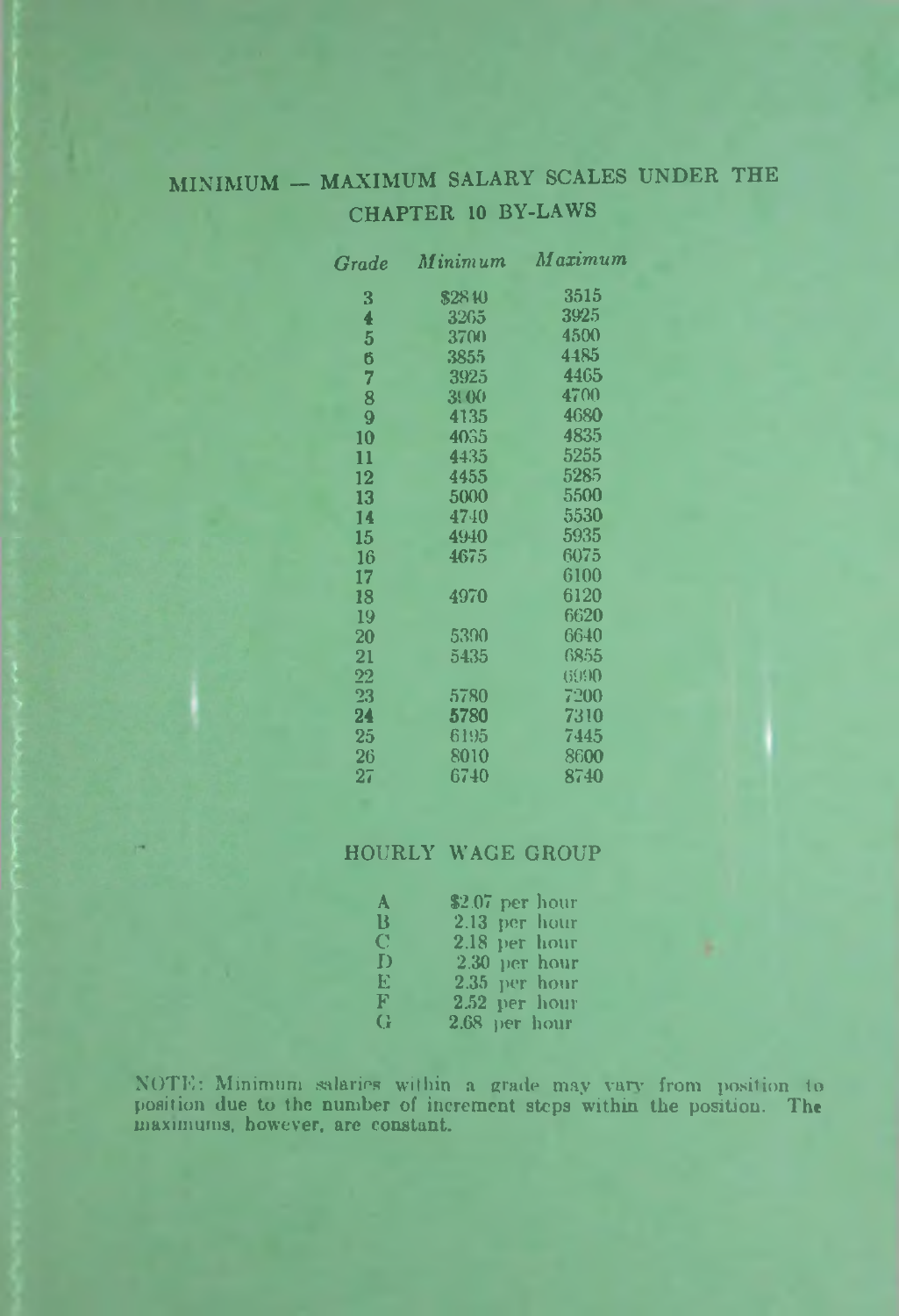## MINIMUM — MAXIMUM SALARY SCALES UNDER THE CHAPTER 10 BY-LAWS

| *Grade* | *Minimum* | *Maximum* |
|---|---|---|
| 3 | $2840 | 3515 |
| 4 | 3265 | 3925 |
| 5 | 3700 | 4500 |
| 6 | 3855 | 4485 |
| 7 | 3925 | 4465 |
| 8 | 3900 | 4700 |
| 9 | 4135 | 4680 |
| 10 | 4035 | 4835 |
| 11 | 4435 | 5255 |
| 12 | 4455 | 5285 |
| 13 | 5000 | 5500 |
| 14 | 4740 | 5530 |
| 15 | 4940 | 5935 |
| 16 | 4675 | 6075 |
| 17 | | 6100 |
| 18 | 4970 | 6120 |
| 19 | | 6620 |
| 20 | 5300 | 6640 |
| 21 | 5435 | 6855 |
| 22 | | 6990 |
| 23 | 5780 | 7200 |
| 24 | 5780 | 7310 |
| 25 | 6195 | 7445 |
| 26 | 8010 | 8600 |
| 27 | 6740 | 8740 |

## HOURLY WAGE GROUP

| | |
|---|---|
| A | $2.07 per hour |
| B | 2.13 per hour |
| C | 2.18 per hour |
| D | 2.30 per hour |
| E | 2.35 per hour |
| F | 2.52 per hour |
| G | 2.68 per hour |

NOTE: Minimum salaries within a grade may vary from position to position due to the number of increment steps within the position. The maximums, however, are constant.